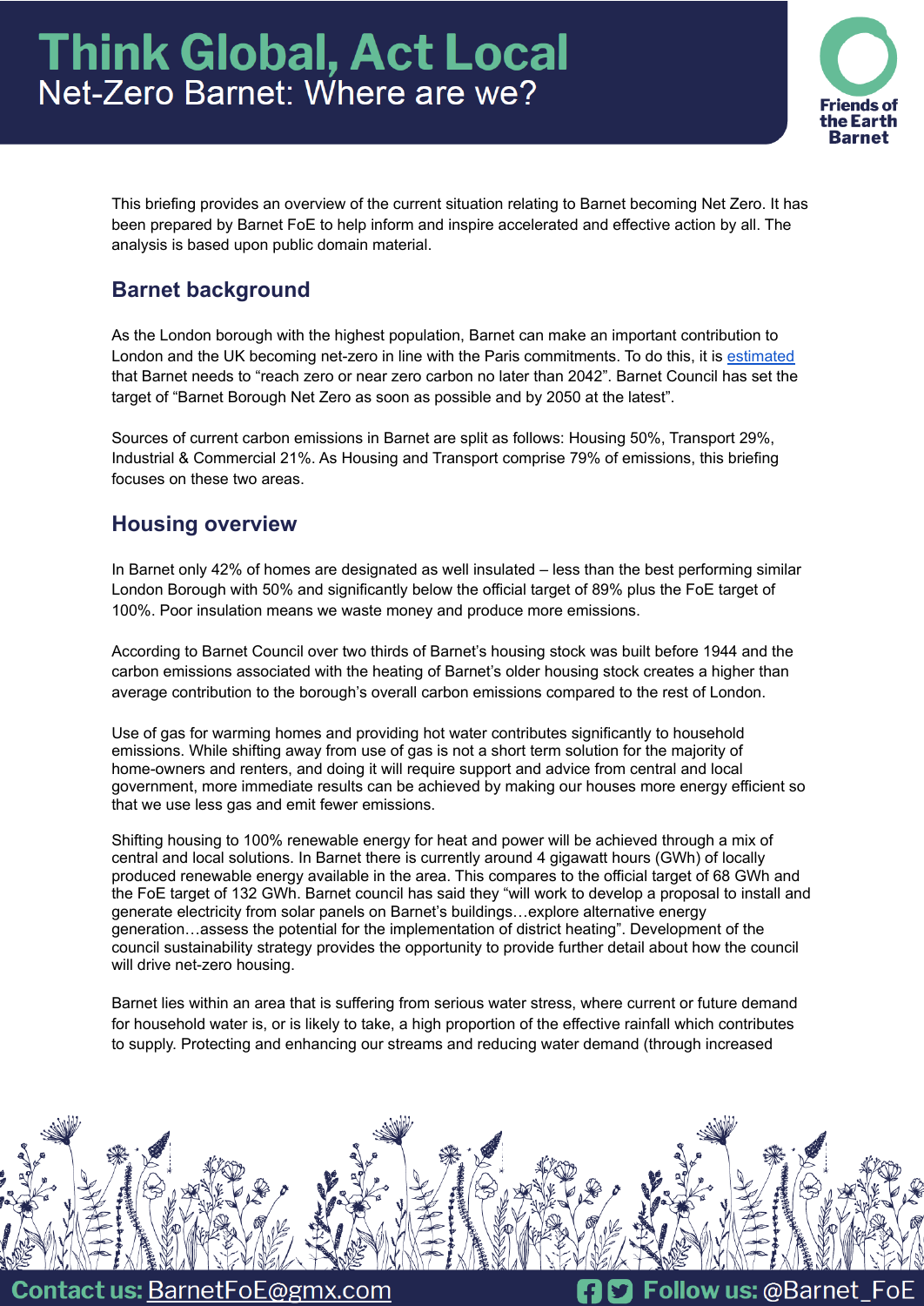# Think Global, Act Local

## Net-Zero Barnet: Where are we?

Friends of the Earth Barnet

This briefing provides an overview of the current situation relating to Barnet becoming Net Zero. It has been prepared by Barnet FoE to help inform and inspire accelerated and effective action by all. The analysis is based upon public domain material.

## Barnet background

As the London borough with the highest population, Barnet can make an important contribution to London and the UK becoming net-zero in line with the Paris commitments. To do this, it is [estimated](#) that Barnet needs to "reach zero or near zero carbon no later than 2042". Barnet Council has set the target of "Barnet Borough Net Zero as soon as possible and by 2050 at the latest".

Sources of current carbon emissions in Barnet are split as follows: Housing 50%, Transport 29%, Industrial & Commercial 21%. As Housing and Transport comprise 79% of emissions, this briefing focuses on these two areas.

## Housing overview

In Barnet only 42% of homes are designated as well insulated – less than the best performing similar London Borough with 50% and significantly below the official target of 89% plus the FoE target of 100%. Poor insulation means we waste money and produce more emissions.

According to Barnet Council over two thirds of Barnet's housing stock was built before 1944 and the carbon emissions associated with the heating of Barnet's older housing stock creates a higher than average contribution to the borough's overall carbon emissions compared to the rest of London.

Use of gas for warming homes and providing hot water contributes significantly to household emissions. While shifting away from use of gas is not a short term solution for the majority of home-owners and renters, and doing it will require support and advice from central and local government, more immediate results can be achieved by making our houses more energy efficient so that we use less gas and emit fewer emissions.

Shifting housing to 100% renewable energy for heat and power will be achieved through a mix of central and local solutions. In Barnet there is currently around 4 gigawatt hours (GWh) of locally produced renewable energy available in the area. This compares to the official target of 68 GWh and the FoE target of 132 GWh. Barnet council has said they "will work to develop a proposal to install and generate electricity from solar panels on Barnet's buildings…explore alternative energy generation…assess the potential for the implementation of district heating". Development of the council sustainability strategy provides the opportunity to provide further detail about how the council will drive net-zero housing.

Barnet lies within an area that is suffering from serious water stress, where current or future demand for household water is, or is likely to take, a high proportion of the effective rainfall which contributes to supply. Protecting and enhancing our streams and reducing water demand (through increased

**Contact us:** BarnetFoE@gmx.com **Follow us:** @Barnet_FoE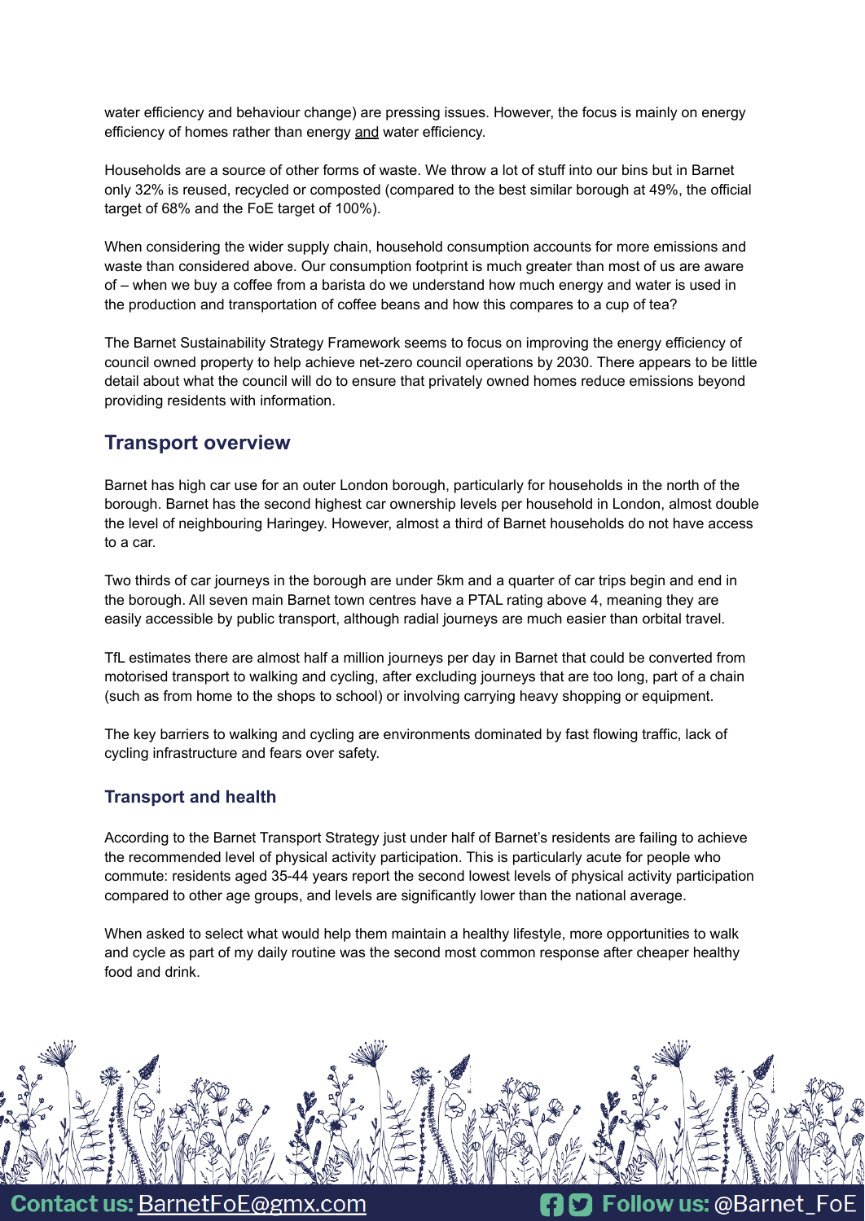water efficiency and behaviour change) are pressing issues. However, the focus is mainly on energy efficiency of homes rather than energy <u>and</u> water efficiency.

Households are a source of other forms of waste. We throw a lot of stuff into our bins but in Barnet only 32% is reused, recycled or composted (compared to the best similar borough at 49%, the official target of 68% and the FoE target of 100%).

When considering the wider supply chain, household consumption accounts for more emissions and waste than considered above. Our consumption footprint is much greater than most of us are aware of – when we buy a coffee from a barista do we understand how much energy and water is used in the production and transportation of coffee beans and how this compares to a cup of tea?

The Barnet Sustainability Strategy Framework seems to focus on improving the energy efficiency of council owned property to help achieve net-zero council operations by 2030. There appears to be little detail about what the council will do to ensure that privately owned homes reduce emissions beyond providing residents with information.

## Transport overview

Barnet has high car use for an outer London borough, particularly for households in the north of the borough. Barnet has the second highest car ownership levels per household in London, almost double the level of neighbouring Haringey. However, almost a third of Barnet households do not have access to a car.

Two thirds of car journeys in the borough are under 5km and a quarter of car trips begin and end in the borough. All seven main Barnet town centres have a PTAL rating above 4, meaning they are easily accessible by public transport, although radial journeys are much easier than orbital travel.

TfL estimates there are almost half a million journeys per day in Barnet that could be converted from motorised transport to walking and cycling, after excluding journeys that are too long, part of a chain (such as from home to the shops to school) or involving carrying heavy shopping or equipment.

The key barriers to walking and cycling are environments dominated by fast flowing traffic, lack of cycling infrastructure and fears over safety.

### Transport and health

According to the Barnet Transport Strategy just under half of Barnet's residents are failing to achieve the recommended level of physical activity participation. This is particularly acute for people who commute: residents aged 35-44 years report the second lowest levels of physical activity participation compared to other age groups, and levels are significantly lower than the national average.

When asked to select what would help them maintain a healthy lifestyle, more opportunities to walk and cycle as part of my daily routine was the second most common response after cheaper healthy food and drink.

**Contact us:** BarnetFoE@gmx.com **Follow us:** @Barnet_FoE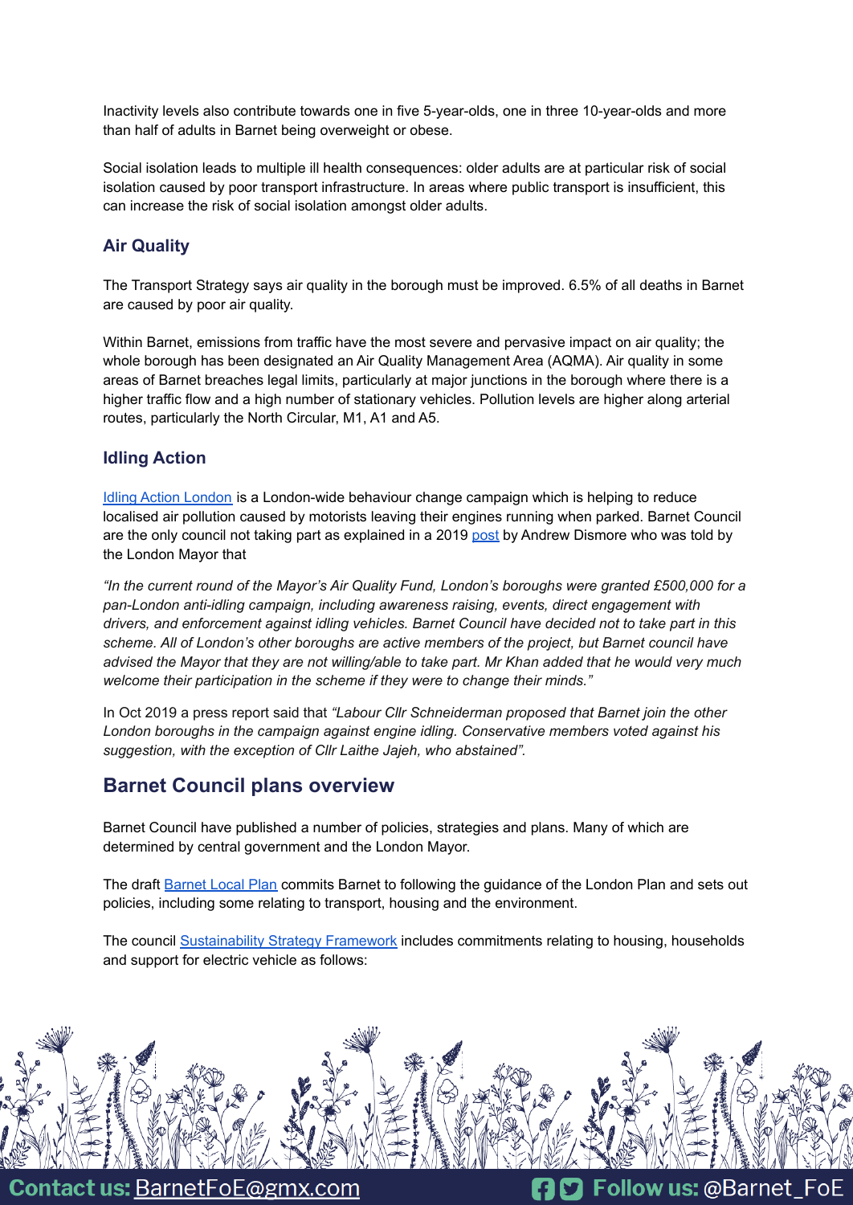Inactivity levels also contribute towards one in five 5-year-olds, one in three 10-year-olds and more than half of adults in Barnet being overweight or obese.

Social isolation leads to multiple ill health consequences: older adults are at particular risk of social isolation caused by poor transport infrastructure. In areas where public transport is insufficient, this can increase the risk of social isolation amongst older adults.

### Air Quality

The Transport Strategy says air quality in the borough must be improved. 6.5% of all deaths in Barnet are caused by poor air quality.

Within Barnet, emissions from traffic have the most severe and pervasive impact on air quality; the whole borough has been designated an Air Quality Management Area (AQMA). Air quality in some areas of Barnet breaches legal limits, particularly at major junctions in the borough where there is a higher traffic flow and a high number of stationary vehicles. Pollution levels are higher along arterial routes, particularly the North Circular, M1, A1 and A5.

### Idling Action

Idling Action London is a London-wide behaviour change campaign which is helping to reduce localised air pollution caused by motorists leaving their engines running when parked. Barnet Council are the only council not taking part as explained in a 2019 post by Andrew Dismore who was told by the London Mayor that

*"In the current round of the Mayor's Air Quality Fund, London's boroughs were granted £500,000 for a pan-London anti-idling campaign, including awareness raising, events, direct engagement with drivers, and enforcement against idling vehicles. Barnet Council have decided not to take part in this scheme. All of London's other boroughs are active members of the project, but Barnet council have advised the Mayor that they are not willing/able to take part. Mr Khan added that he would very much welcome their participation in the scheme if they were to change their minds."*

In Oct 2019 a press report said that *"Labour Cllr Schneiderman proposed that Barnet join the other London boroughs in the campaign against engine idling. Conservative members voted against his suggestion, with the exception of Cllr Laithe Jajeh, who abstained".*

## Barnet Council plans overview

Barnet Council have published a number of policies, strategies and plans. Many of which are determined by central government and the London Mayor.

The draft Barnet Local Plan commits Barnet to following the guidance of the London Plan and sets out policies, including some relating to transport, housing and the environment.

The council Sustainability Strategy Framework includes commitments relating to housing, households and support for electric vehicle as follows: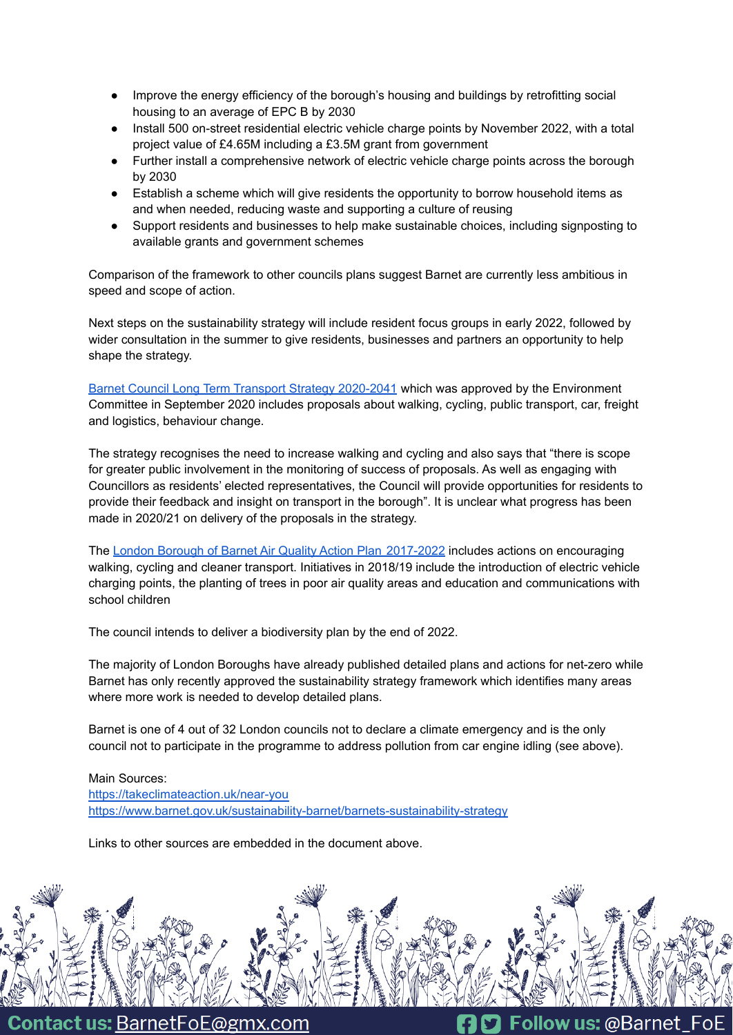- Improve the energy efficiency of the borough's housing and buildings by retrofitting social housing to an average of EPC B by 2030
- Install 500 on-street residential electric vehicle charge points by November 2022, with a total project value of £4.65M including a £3.5M grant from government
- Further install a comprehensive network of electric vehicle charge points across the borough by 2030
- Establish a scheme which will give residents the opportunity to borrow household items as and when needed, reducing waste and supporting a culture of reusing
- Support residents and businesses to help make sustainable choices, including signposting to available grants and government schemes

Comparison of the framework to other councils plans suggest Barnet are currently less ambitious in speed and scope of action.

Next steps on the sustainability strategy will include resident focus groups in early 2022, followed by wider consultation in the summer to give residents, businesses and partners an opportunity to help shape the strategy.

Barnet Council Long Term Transport Strategy 2020-2041 which was approved by the Environment Committee in September 2020 includes proposals about walking, cycling, public transport, car, freight and logistics, behaviour change.

The strategy recognises the need to increase walking and cycling and also says that "there is scope for greater public involvement in the monitoring of success of proposals. As well as engaging with Councillors as residents' elected representatives, the Council will provide opportunities for residents to provide their feedback and insight on transport in the borough". It is unclear what progress has been made in 2020/21 on delivery of the proposals in the strategy.

The London Borough of Barnet Air Quality Action Plan 2017-2022 includes actions on encouraging walking, cycling and cleaner transport. Initiatives in 2018/19 include the introduction of electric vehicle charging points, the planting of trees in poor air quality areas and education and communications with school children

The council intends to deliver a biodiversity plan by the end of 2022.

The majority of London Boroughs have already published detailed plans and actions for net-zero while Barnet has only recently approved the sustainability strategy framework which identifies many areas where more work is needed to develop detailed plans.

Barnet is one of 4 out of 32 London councils not to declare a climate emergency and is the only council not to participate in the programme to address pollution from car engine idling (see above).

Main Sources:
https://takeclimateaction.uk/near-you
https://www.barnet.gov.uk/sustainability-barnet/barnets-sustainability-strategy

Links to other sources are embedded in the document above.

**Contact us:** BarnetFoE@gmx.com **Follow us:** @Barnet_FoE